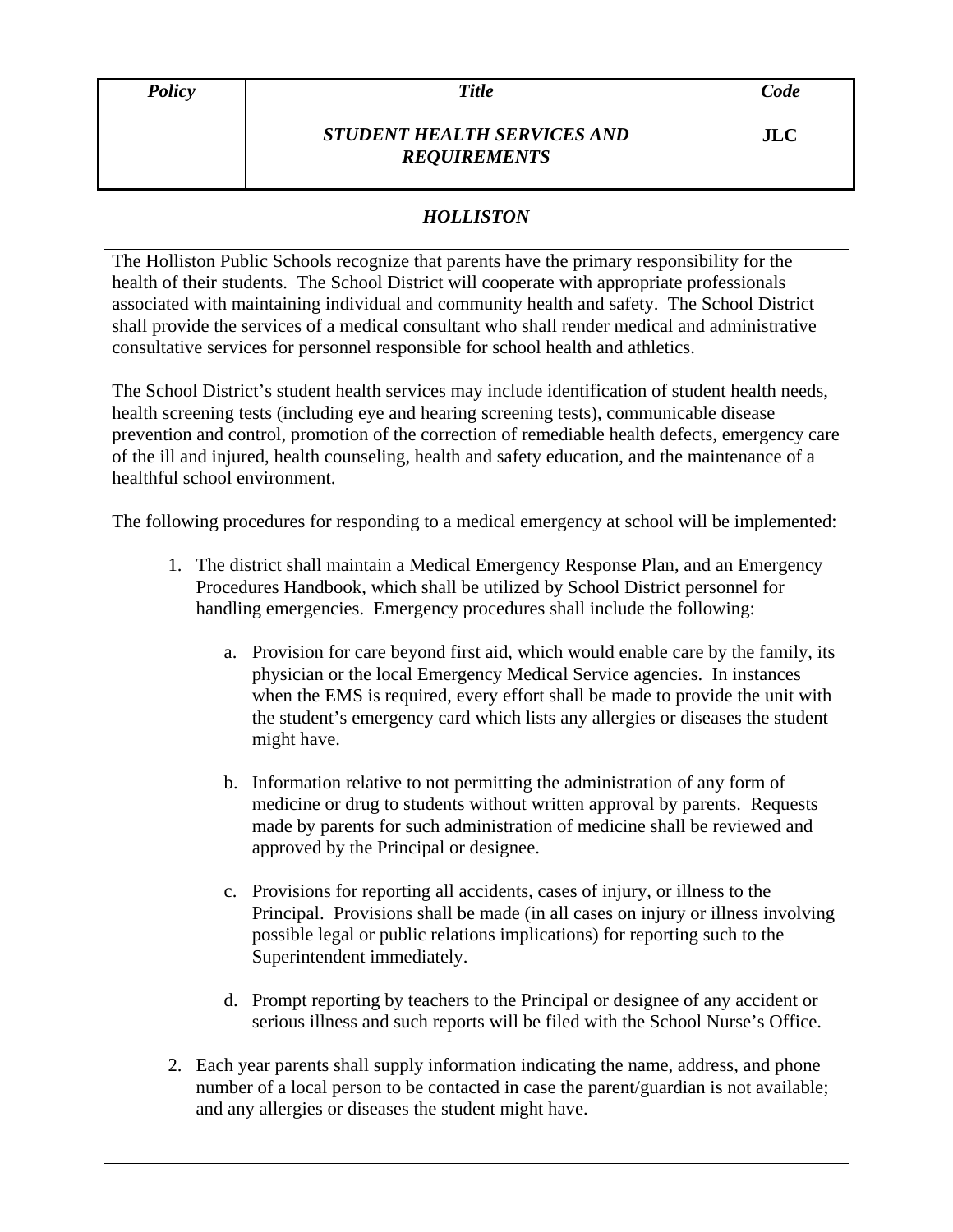| *Policy* | *Title* | *Code* |
|---|---|---|
| | ***STUDENT HEALTH SERVICES AND REQUIREMENTS*** | **JLC** |

***HOLLISTON***

The Holliston Public Schools recognize that parents have the primary responsibility for the health of their students. The School District will cooperate with appropriate professionals associated with maintaining individual and community health and safety. The School District shall provide the services of a medical consultant who shall render medical and administrative consultative services for personnel responsible for school health and athletics.

The School District's student health services may include identification of student health needs, health screening tests (including eye and hearing screening tests), communicable disease prevention and control, promotion of the correction of remediable health defects, emergency care of the ill and injured, health counseling, health and safety education, and the maintenance of a healthful school environment.

The following procedures for responding to a medical emergency at school will be implemented:

1. The district shall maintain a Medical Emergency Response Plan, and an Emergency Procedures Handbook, which shall be utilized by School District personnel for handling emergencies. Emergency procedures shall include the following:

    a. Provision for care beyond first aid, which would enable care by the family, its physician or the local Emergency Medical Service agencies. In instances when the EMS is required, every effort shall be made to provide the unit with the student's emergency card which lists any allergies or diseases the student might have.

    b. Information relative to not permitting the administration of any form of medicine or drug to students without written approval by parents. Requests made by parents for such administration of medicine shall be reviewed and approved by the Principal or designee.

    c. Provisions for reporting all accidents, cases of injury, or illness to the Principal. Provisions shall be made (in all cases on injury or illness involving possible legal or public relations implications) for reporting such to the Superintendent immediately.

    d. Prompt reporting by teachers to the Principal or designee of any accident or serious illness and such reports will be filed with the School Nurse's Office.

2. Each year parents shall supply information indicating the name, address, and phone number of a local person to be contacted in case the parent/guardian is not available; and any allergies or diseases the student might have.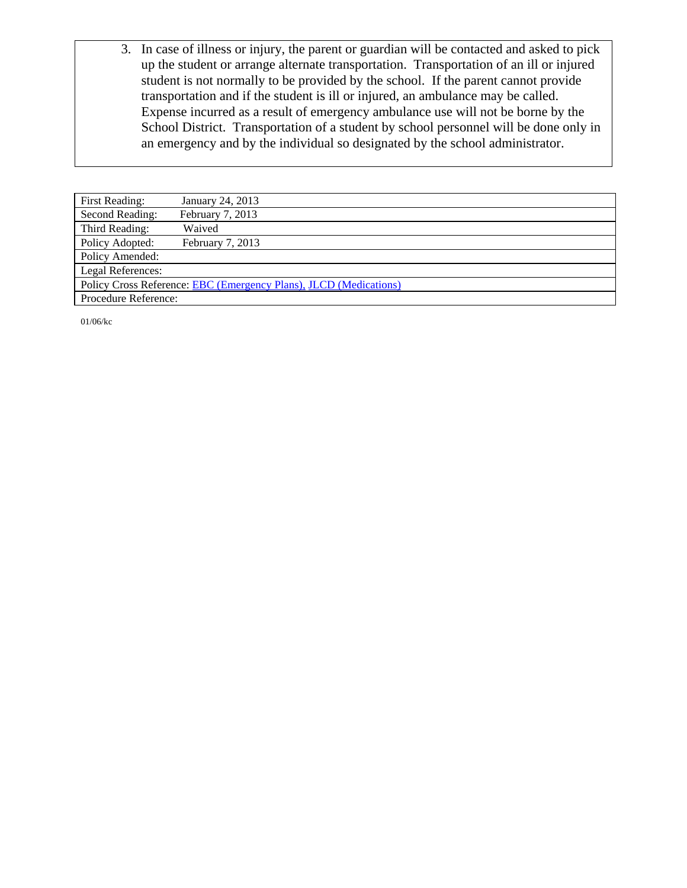3. In case of illness or injury, the parent or guardian will be contacted and asked to pick up the student or arrange alternate transportation. Transportation of an ill or injured student is not normally to be provided by the school. If the parent cannot provide transportation and if the student is ill or injured, an ambulance may be called. Expense incurred as a result of emergency ambulance use will not be borne by the School District. Transportation of a student by school personnel will be done only in an emergency and by the individual so designated by the school administrator.

| | |
|---|---|
| First Reading: | January 24, 2013 |
| Second Reading: | February 7, 2013 |
| Third Reading: | Waived |
| Policy Adopted: | February 7, 2013 |
| Policy Amended: | |
| Legal References: | |
| Policy Cross Reference: EBC (Emergency Plans), JLCD (Medications) | |
| Procedure Reference: | |

01/06/kc